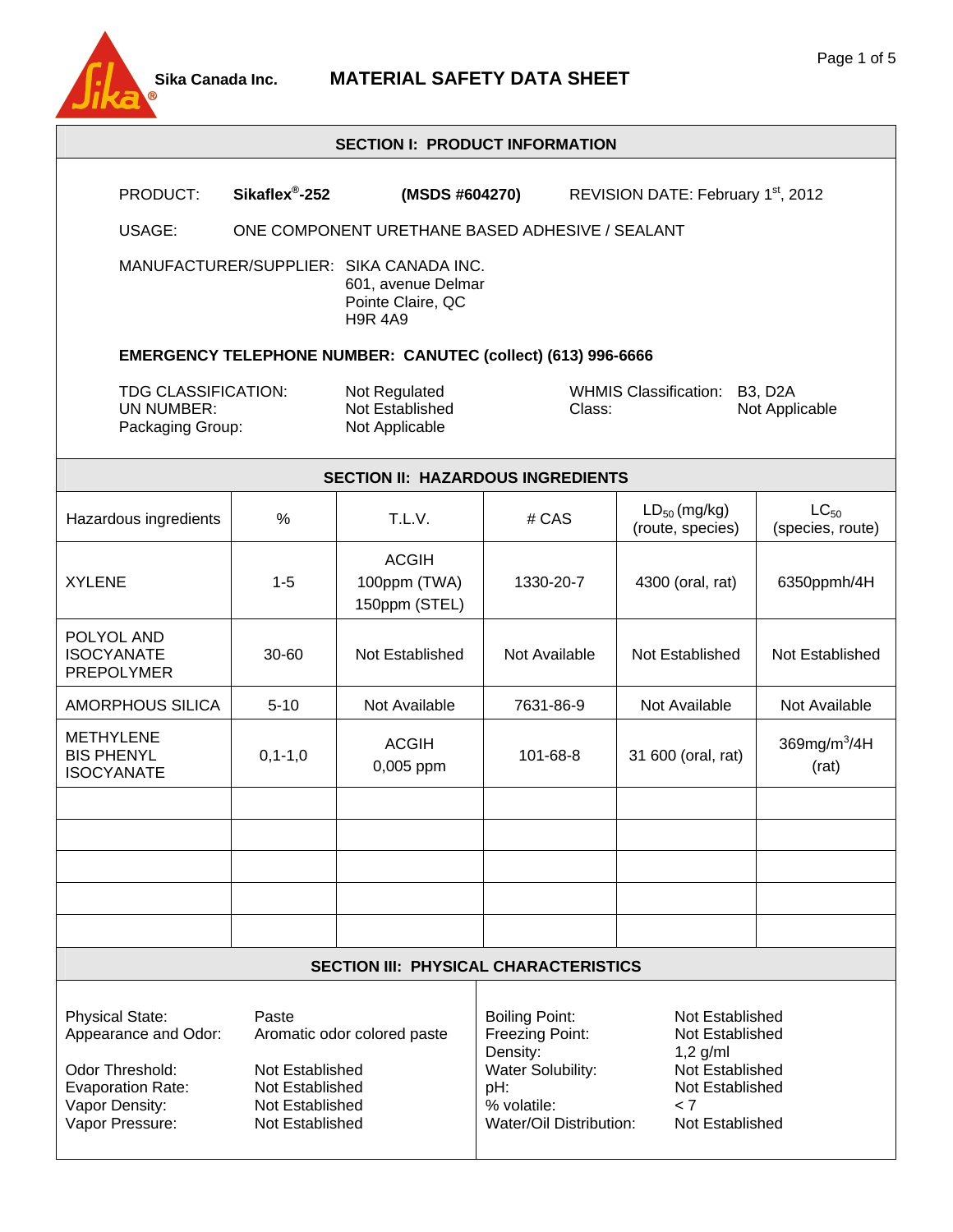Sika Canada Inc.

# MATERIAL SAFETY DATA SHEET

## SECTION I: PRODUCT INFORMATION

PRODUCT: **Sikaflex®-252** **(MSDS #604270)** REVISION DATE: February 1st, 2012

USAGE: ONE COMPONENT URETHANE BASED ADHESIVE / SEALANT

MANUFACTURER/SUPPLIER: SIKA CANADA INC.
601, avenue Delmar
Pointe Claire, QC
H9R 4A9

**EMERGENCY TELEPHONE NUMBER: CANUTEC (collect) (613) 996-6666**

TDG CLASSIFICATION: Not Regulated
UN NUMBER: Not Established
Packaging Group: Not Applicable

WHMIS Classification: B3, D2A
Class: Not Applicable

## SECTION II: HAZARDOUS INGREDIENTS

| Hazardous ingredients | % | T.L.V. | # CAS | $LD_{50}$ (mg/kg) (route, species) | $LC_{50}$ (species, route) |
|---|---|---|---|---|---|
| XYLENE | 1-5 | ACGIH 100ppm (TWA) 150ppm (STEL) | 1330-20-7 | 4300 (oral, rat) | 6350ppmh/4H |
| POLYOL AND ISOCYANATE PREPOLYMER | 30-60 | Not Established | Not Available | Not Established | Not Established |
| AMORPHOUS SILICA | 5-10 | Not Available | 7631-86-9 | Not Available | Not Available |
| METHYLENE BIS PHENYL ISOCYANATE | 0,1-1,0 | ACGIH 0,005 ppm | 101-68-8 | 31 600 (oral, rat) | 369mg/m$^3$/4H (rat) |
| | | | | | |
| | | | | | |
| | | | | | |
| | | | | | |
| | | | | | |

## SECTION III: PHYSICAL CHARACTERISTICS

Physical State: Paste
Appearance and Odor: Aromatic odor colored paste

Odor Threshold: Not Established
Evaporation Rate: Not Established
Vapor Density: Not Established
Vapor Pressure: Not Established

Boiling Point: Not Established
Freezing Point: Not Established
Density: 1,2 g/ml
Water Solubility: Not Established
pH: Not Established
% volatile: < 7
Water/Oil Distribution: Not Established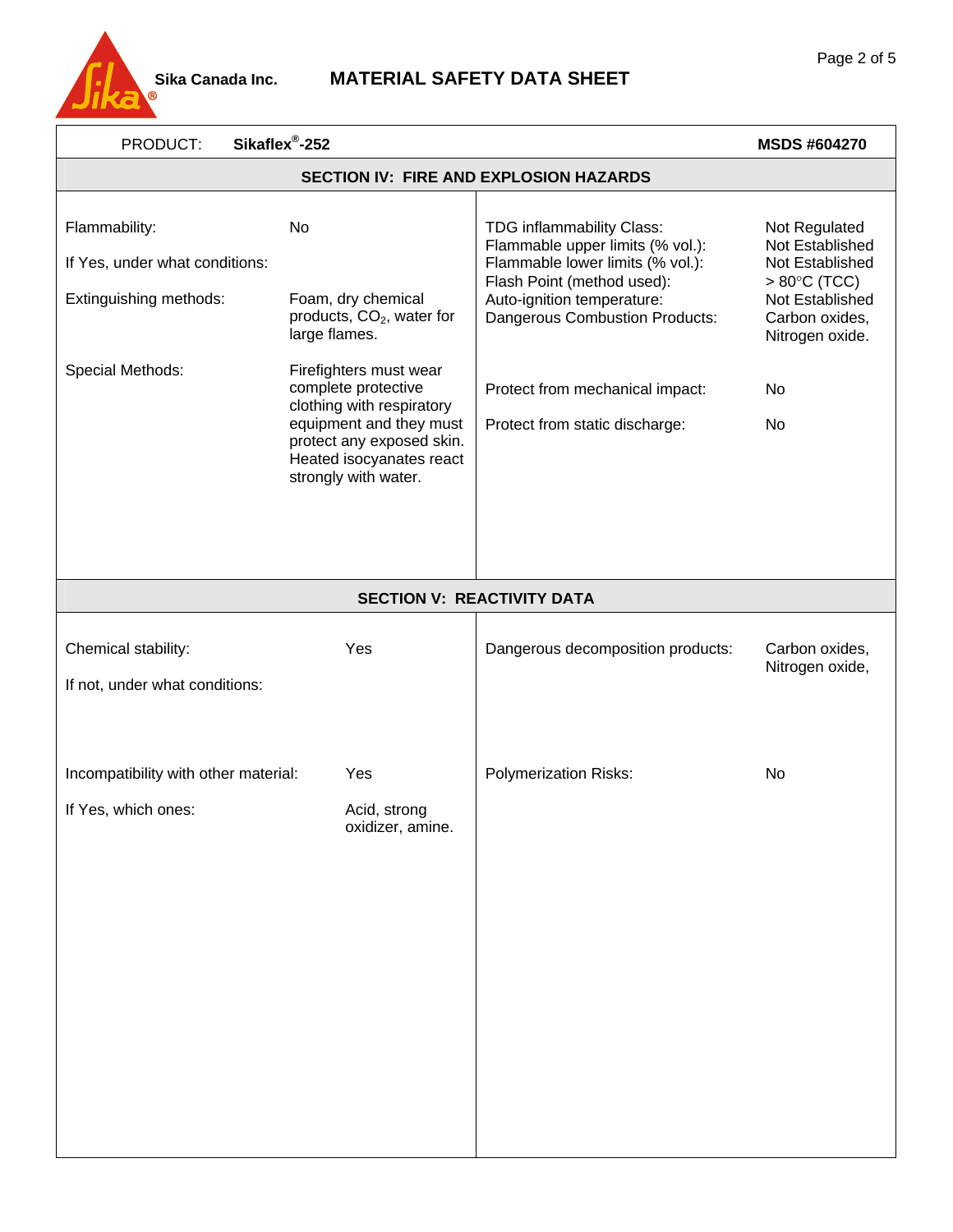PRODUCT: **Sikaflex®-252** **MSDS #604270**

## SECTION IV: FIRE AND EXPLOSION HAZARDS

| | |
|---|---|
| Flammability: | No |
| If Yes, under what conditions: | |
| Extinguishing methods: | Foam, dry chemical products, $CO_2$, water for large flames. |
| Special Methods: | Firefighters must wear complete protective clothing with respiratory equipment and they must protect any exposed skin. Heated isocyanates react strongly with water. |

| | |
|---|---|
| TDG inflammability Class: | Not Regulated |
| Flammable upper limits (% vol.): | Not Established |
| Flammable lower limits (% vol.): | Not Established |
| Flash Point (method used): | > 80°C (TCC) |
| Auto-ignition temperature: | Not Established |
| Dangerous Combustion Products: | Carbon oxides, Nitrogen oxide. |
| Protect from mechanical impact: | No |
| Protect from static discharge: | No |

## SECTION V: REACTIVITY DATA

| | |
|---|---|
| Chemical stability: | Yes |
| If not, under what conditions: | |
| Incompatibility with other material: | Yes |
| If Yes, which ones: | Acid, strong oxidizer, amine. |

| | |
|---|---|
| Dangerous decomposition products: | Carbon oxides, Nitrogen oxide, |
| Polymerization Risks: | No |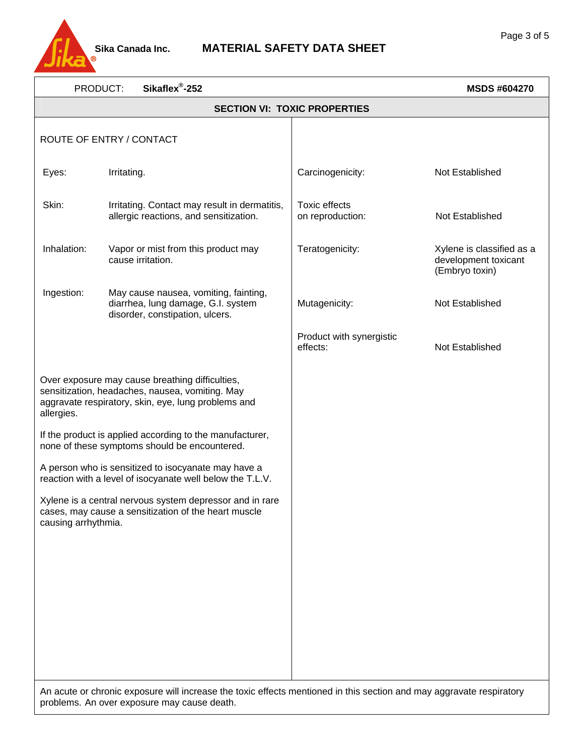Sika Canada Inc. **MATERIAL SAFETY DATA SHEET**

PRODUCT: **Sikaflex®-252** **MSDS #604270**

## SECTION VI: TOXIC PROPERTIES

ROUTE OF ENTRY / CONTACT

| | |
|---|---|
| Eyes: | Irritating. |
| Skin: | Irritating. Contact may result in dermatitis, allergic reactions, and sensitization. |
| Inhalation: | Vapor or mist from this product may cause irritation. |
| Ingestion: | May cause nausea, vomiting, fainting, diarrhea, lung damage, G.I. system disorder, constipation, ulcers. |

Over exposure may cause breathing difficulties, sensitization, headaches, nausea, vomiting. May aggravate respiratory, skin, eye, lung problems and allergies.

If the product is applied according to the manufacturer, none of these symptoms should be encountered.

A person who is sensitized to isocyanate may have a reaction with a level of isocyanate well below the T.L.V.

Xylene is a central nervous system depressor and in rare cases, may cause a sensitization of the heart muscle causing arrhythmia.

| | |
|---|---|
| Carcinogenicity: | Not Established |
| Toxic effects on reproduction: | Not Established |
| Teratogenicity: | Xylene is classified as a development toxicant (Embryo toxin) |
| Mutagenicity: | Not Established |
| Product with synergistic effects: | Not Established |

An acute or chronic exposure will increase the toxic effects mentioned in this section and may aggravate respiratory problems. An over exposure may cause death.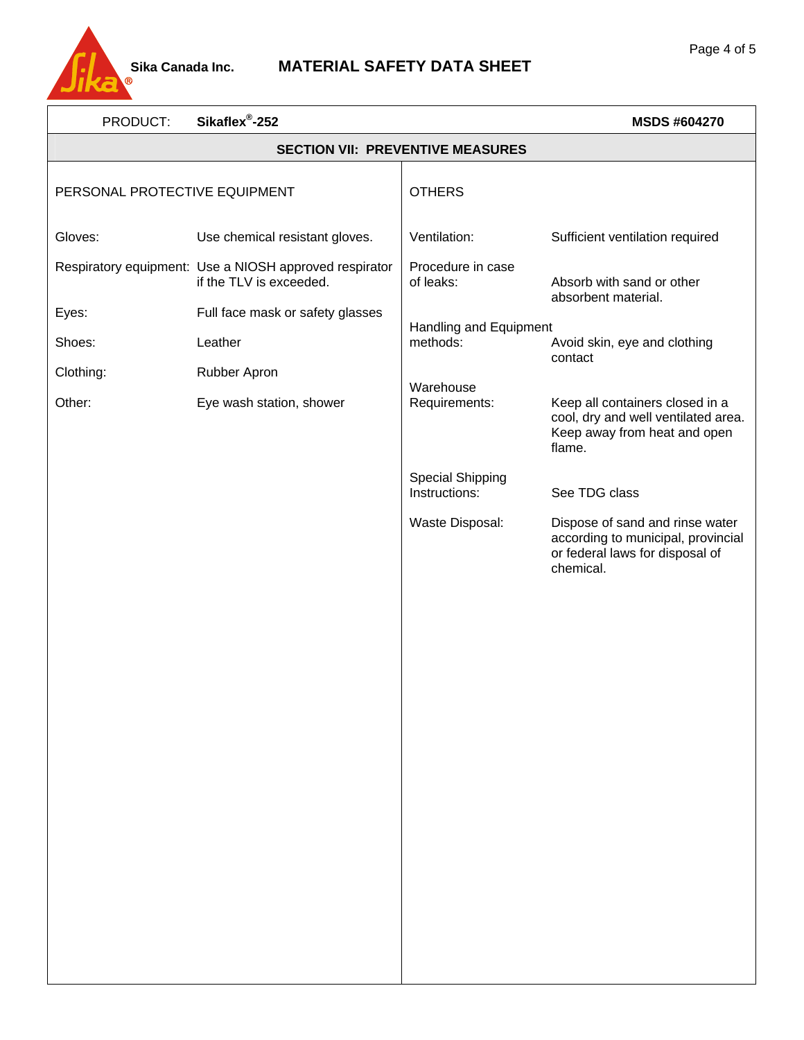PRODUCT: **Sikaflex®-252** **MSDS #604270**

## SECTION VII: PREVENTIVE MEASURES

### PERSONAL PROTECTIVE EQUIPMENT

| | |
|---|---|
| Gloves: | Use chemical resistant gloves. |
| Respiratory equipment: | Use a NIOSH approved respirator if the TLV is exceeded. |
| Eyes: | Full face mask or safety glasses |
| Shoes: | Leather |
| Clothing: | Rubber Apron |
| Other: | Eye wash station, shower |

### OTHERS

| | |
|---|---|
| Ventilation: | Sufficient ventilation required |
| Procedure in case of leaks: | Absorb with sand or other absorbent material. |
| Handling and Equipment methods: | Avoid skin, eye and clothing contact |
| Warehouse Requirements: | Keep all containers closed in a cool, dry and well ventilated area. Keep away from heat and open flame. |
| Special Shipping Instructions: | See TDG class |
| Waste Disposal: | Dispose of sand and rinse water according to municipal, provincial or federal laws for disposal of chemical. |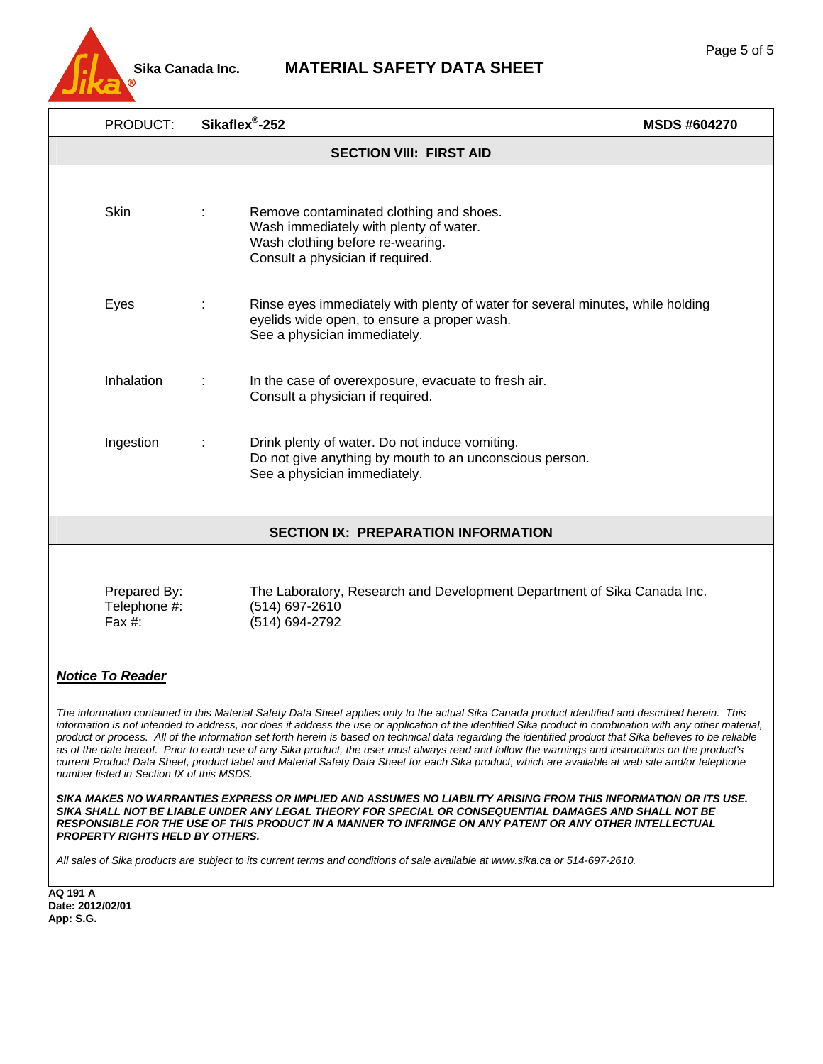Sika Canada Inc. **MATERIAL SAFETY DATA SHEET**

| PRODUCT: | **Sikaflex®-252** | **MSDS #604270** |
|---|---|---|

## SECTION VIII: FIRST AID

| | | |
|---|---|---|
| Skin | : | Remove contaminated clothing and shoes.<br>Wash immediately with plenty of water.<br>Wash clothing before re-wearing.<br>Consult a physician if required. |
| Eyes | : | Rinse eyes immediately with plenty of water for several minutes, while holding eyelids wide open, to ensure a proper wash.<br>See a physician immediately. |
| Inhalation | : | In the case of overexposure, evacuate to fresh air.<br>Consult a physician if required. |
| Ingestion | : | Drink plenty of water. Do not induce vomiting.<br>Do not give anything by mouth to an unconscious person.<br>See a physician immediately. |

## SECTION IX: PREPARATION INFORMATION

| | |
|---|---|
| Prepared By: | The Laboratory, Research and Development Department of Sika Canada Inc. |
| Telephone #: | (514) 697-2610 |
| Fax #: | (514) 694-2792 |

***Notice To Reader***

*The information contained in this Material Safety Data Sheet applies only to the actual Sika Canada product identified and described herein. This information is not intended to address, nor does it address the use or application of the identified Sika product in combination with any other material, product or process. All of the information set forth herein is based on technical data regarding the identified product that Sika believes to be reliable as of the date hereof. Prior to each use of any Sika product, the user must always read and follow the warnings and instructions on the product's current Product Data Sheet, product label and Material Safety Data Sheet for each Sika product, which are available at web site and/or telephone number listed in Section IX of this MSDS.*

***SIKA MAKES NO WARRANTIES EXPRESS OR IMPLIED AND ASSUMES NO LIABILITY ARISING FROM THIS INFORMATION OR ITS USE. SIKA SHALL NOT BE LIABLE UNDER ANY LEGAL THEORY FOR SPECIAL OR CONSEQUENTIAL DAMAGES AND SHALL NOT BE RESPONSIBLE FOR THE USE OF THIS PRODUCT IN A MANNER TO INFRINGE ON ANY PATENT OR ANY OTHER INTELLECTUAL PROPERTY RIGHTS HELD BY OTHERS.***

*All sales of Sika products are subject to its current terms and conditions of sale available at www.sika.ca or 514-697-2610.*

**AQ 191 A**
**Date: 2012/02/01**
**App: S.G.**